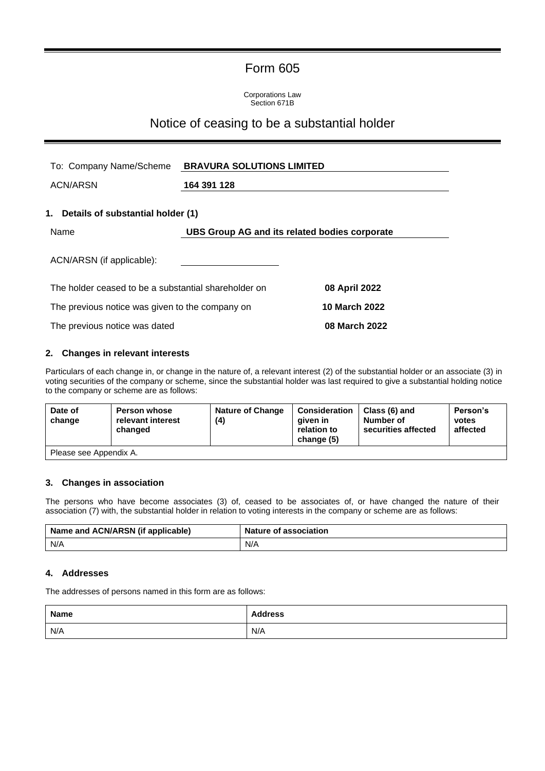# Form 605

Corporations Law
Section 671B

## Notice of ceasing to be a substantial holder

To: Company Name/Scheme **BRAVURA SOLUTIONS LIMITED**

ACN/ARSN **164 391 128**

### 1. Details of substantial holder (1)

Name **UBS Group AG and its related bodies corporate**

ACN/ARSN (if applicable):

The holder ceased to be a substantial shareholder on **08 April 2022**

The previous notice was given to the company on **10 March 2022**

The previous notice was dated **08 March 2022**

### 2. Changes in relevant interests

Particulars of each change in, or change in the nature of, a relevant interest (2) of the substantial holder or an associate (3) in voting securities of the company or scheme, since the substantial holder was last required to give a substantial holding notice to the company or scheme are as follows:

| Date of change | Person whose relevant interest changed | Nature of Change (4) | Consideration given in relation to change (5) | Class (6) and Number of securities affected | Person's votes affected |
|---|---|---|---|---|---|
| Please see Appendix A. | | | | | |

### 3. Changes in association

The persons who have become associates (3) of, ceased to be associates of, or have changed the nature of their association (7) with, the substantial holder in relation to voting interests in the company or scheme are as follows:

| Name and ACN/ARSN (if applicable) | Nature of association |
|---|---|
| N/A | N/A |

### 4. Addresses

The addresses of persons named in this form are as follows:

| Name | Address |
|---|---|
| N/A | N/A |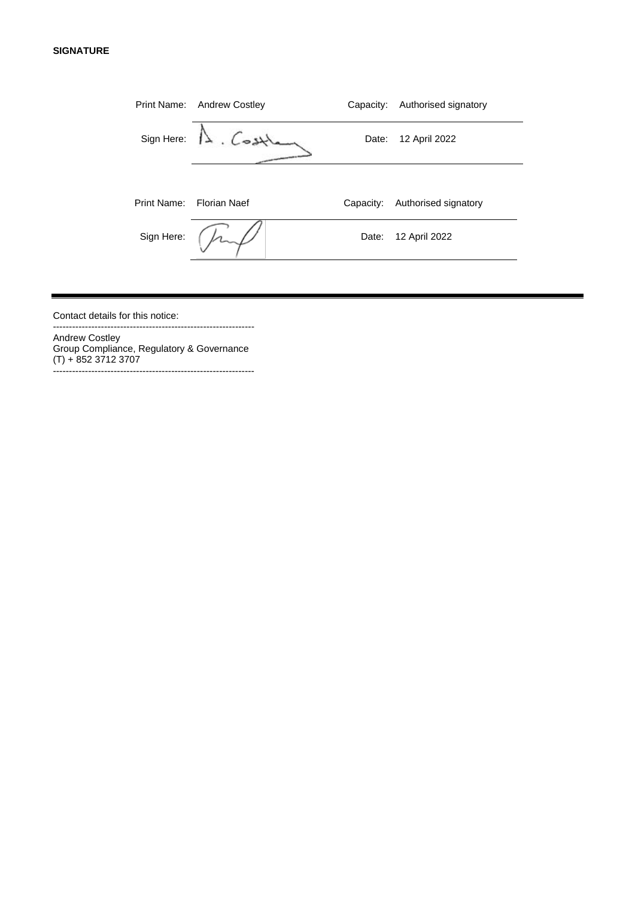**SIGNATURE**

| | | | |
|---|---|---|---|
| Print Name: | Andrew Costley | Capacity: | Authorised signatory |
| Sign Here: | | Date: | 12 April 2022 |
| Print Name: | Florian Naef | Capacity: | Authorised signatory |
| Sign Here: | | Date: | 12 April 2022 |

---

Contact details for this notice:

--------------------------------------------------------------

Andrew Costley
Group Compliance, Regulatory & Governance
(T) + 852 3712 3707

--------------------------------------------------------------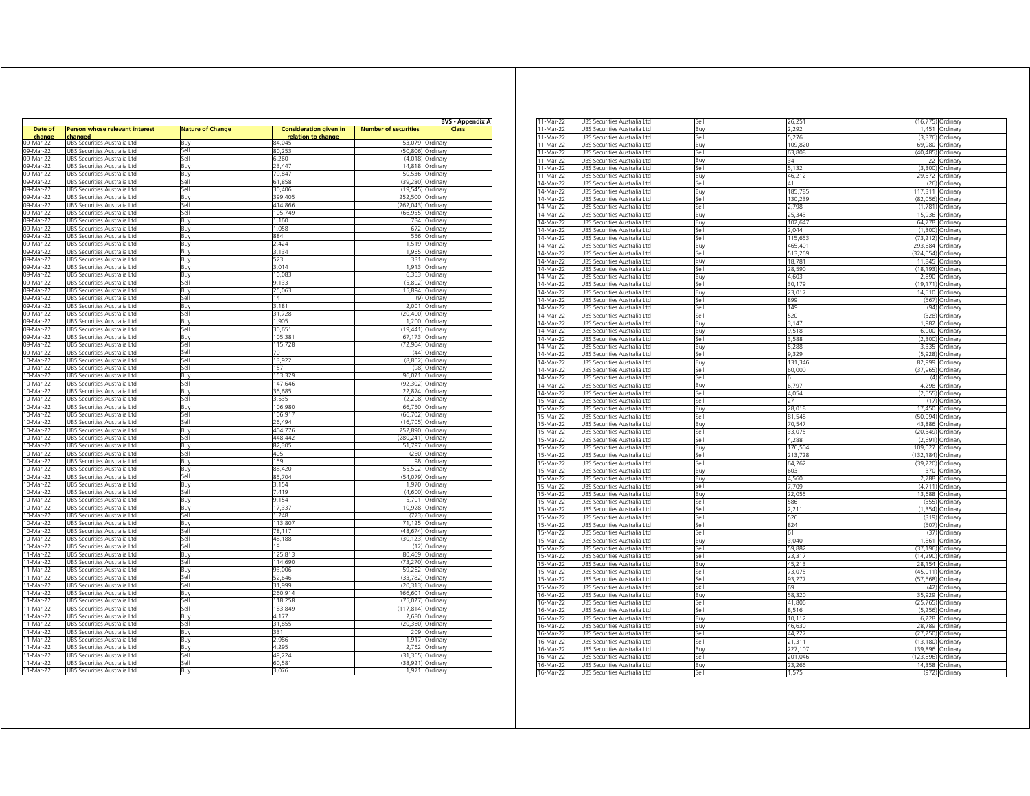**BVS - Appendix A**

| Date of change | Person whose relevant interest changed | Nature of Change | Consideration given in relation to change | Number of securities | Class |
|---|---|---|---|---|---|
| 09-Mar-22 | UBS Securities Australia Ltd | Buy | 84,045 | 53,079 | Ordinary |
| 09-Mar-22 | UBS Securities Australia Ltd | Sell | 80,253 | (50,806) | Ordinary |
| 09-Mar-22 | UBS Securities Australia Ltd | Sell | 6,260 | (4,018) | Ordinary |
| 09-Mar-22 | UBS Securities Australia Ltd | Buy | 23,447 | 14,818 | Ordinary |
| 09-Mar-22 | UBS Securities Australia Ltd | Buy | 79,847 | 50,536 | Ordinary |
| 09-Mar-22 | UBS Securities Australia Ltd | Sell | 61,858 | (39,280) | Ordinary |
| 09-Mar-22 | UBS Securities Australia Ltd | Sell | 30,406 | (19,545) | Ordinary |
| 09-Mar-22 | UBS Securities Australia Ltd | Buy | 399,405 | 252,500 | Ordinary |
| 09-Mar-22 | UBS Securities Australia Ltd | Sell | 414,866 | (262,043) | Ordinary |
| 09-Mar-22 | UBS Securities Australia Ltd | Sell | 105,749 | (66,955) | Ordinary |
| 09-Mar-22 | UBS Securities Australia Ltd | Buy | 1,160 | 734 | Ordinary |
| 09-Mar-22 | UBS Securities Australia Ltd | Buy | 1,058 | 672 | Ordinary |
| 09-Mar-22 | UBS Securities Australia Ltd | Buy | 884 | 556 | Ordinary |
| 09-Mar-22 | UBS Securities Australia Ltd | Buy | 2,424 | 1,519 | Ordinary |
| 09-Mar-22 | UBS Securities Australia Ltd | Buy | 3,134 | 1,965 | Ordinary |
| 09-Mar-22 | UBS Securities Australia Ltd | Buy | 523 | 331 | Ordinary |
| 09-Mar-22 | UBS Securities Australia Ltd | Buy | 3,014 | 1,913 | Ordinary |
| 09-Mar-22 | UBS Securities Australia Ltd | Buy | 10,083 | 6,353 | Ordinary |
| 09-Mar-22 | UBS Securities Australia Ltd | Sell | 9,133 | (5,802) | Ordinary |
| 09-Mar-22 | UBS Securities Australia Ltd | Buy | 25,063 | 15,894 | Ordinary |
| 09-Mar-22 | UBS Securities Australia Ltd | Sell | 14 | (9) | Ordinary |
| 09-Mar-22 | UBS Securities Australia Ltd | Buy | 3,181 | 2,001 | Ordinary |
| 09-Mar-22 | UBS Securities Australia Ltd | Sell | 31,728 | (20,400) | Ordinary |
| 09-Mar-22 | UBS Securities Australia Ltd | Buy | 1,905 | 1,200 | Ordinary |
| 09-Mar-22 | UBS Securities Australia Ltd | Sell | 30,651 | (19,441) | Ordinary |
| 09-Mar-22 | UBS Securities Australia Ltd | Buy | 105,381 | 67,173 | Ordinary |
| 09-Mar-22 | UBS Securities Australia Ltd | Sell | 115,728 | (72,964) | Ordinary |
| 09-Mar-22 | UBS Securities Australia Ltd | Sell | 70 | (44) | Ordinary |
| 10-Mar-22 | UBS Securities Australia Ltd | Sell | 13,922 | (8,802) | Ordinary |
| 10-Mar-22 | UBS Securities Australia Ltd | Sell | 157 | (98) | Ordinary |
| 10-Mar-22 | UBS Securities Australia Ltd | Buy | 153,329 | 96,071 | Ordinary |
| 10-Mar-22 | UBS Securities Australia Ltd | Sell | 147,646 | (92,302) | Ordinary |
| 10-Mar-22 | UBS Securities Australia Ltd | Buy | 36,685 | 22,874 | Ordinary |
| 10-Mar-22 | UBS Securities Australia Ltd | Sell | 3,535 | (2,208) | Ordinary |
| 10-Mar-22 | UBS Securities Australia Ltd | Buy | 106,980 | 66,750 | Ordinary |
| 10-Mar-22 | UBS Securities Australia Ltd | Sell | 106,917 | (66,702) | Ordinary |
| 10-Mar-22 | UBS Securities Australia Ltd | Sell | 26,494 | (16,705) | Ordinary |
| 10-Mar-22 | UBS Securities Australia Ltd | Buy | 404,776 | 252,890 | Ordinary |
| 10-Mar-22 | UBS Securities Australia Ltd | Sell | 448,442 | (280,241) | Ordinary |
| 10-Mar-22 | UBS Securities Australia Ltd | Buy | 82,305 | 51,797 | Ordinary |
| 10-Mar-22 | UBS Securities Australia Ltd | Sell | 405 | (250) | Ordinary |
| 10-Mar-22 | UBS Securities Australia Ltd | Buy | 159 | 98 | Ordinary |
| 10-Mar-22 | UBS Securities Australia Ltd | Buy | 88,420 | 55,502 | Ordinary |
| 10-Mar-22 | UBS Securities Australia Ltd | Sell | 85,704 | (54,079) | Ordinary |
| 10-Mar-22 | UBS Securities Australia Ltd | Buy | 3,154 | 1,970 | Ordinary |
| 10-Mar-22 | UBS Securities Australia Ltd | Sell | 7,419 | (4,600) | Ordinary |
| 10-Mar-22 | UBS Securities Australia Ltd | Buy | 9,154 | 5,701 | Ordinary |
| 10-Mar-22 | UBS Securities Australia Ltd | Buy | 17,337 | 10,928 | Ordinary |
| 10-Mar-22 | UBS Securities Australia Ltd | Sell | 1,248 | (773) | Ordinary |
| 10-Mar-22 | UBS Securities Australia Ltd | Buy | 113,807 | 71,125 | Ordinary |
| 10-Mar-22 | UBS Securities Australia Ltd | Sell | 78,117 | (48,674) | Ordinary |
| 10-Mar-22 | UBS Securities Australia Ltd | Sell | 48,188 | (30,123) | Ordinary |
| 10-Mar-22 | UBS Securities Australia Ltd | Sell | 19 | (12) | Ordinary |
| 11-Mar-22 | UBS Securities Australia Ltd | Buy | 125,813 | 80,469 | Ordinary |
| 11-Mar-22 | UBS Securities Australia Ltd | Sell | 114,690 | (73,270) | Ordinary |
| 11-Mar-22 | UBS Securities Australia Ltd | Buy | 93,006 | 59,262 | Ordinary |
| 11-Mar-22 | UBS Securities Australia Ltd | Sell | 52,646 | (33,782) | Ordinary |
| 11-Mar-22 | UBS Securities Australia Ltd | Sell | 31,999 | (20,313) | Ordinary |
| 11-Mar-22 | UBS Securities Australia Ltd | Buy | 260,914 | 166,601 | Ordinary |
| 11-Mar-22 | UBS Securities Australia Ltd | Sell | 118,258 | (75,027) | Ordinary |
| 11-Mar-22 | UBS Securities Australia Ltd | Sell | 183,849 | (117,814) | Ordinary |
| 11-Mar-22 | UBS Securities Australia Ltd | Buy | 4,177 | 2,680 | Ordinary |
| 11-Mar-22 | UBS Securities Australia Ltd | Sell | 31,855 | (20,360) | Ordinary |
| 11-Mar-22 | UBS Securities Australia Ltd | Buy | 331 | 209 | Ordinary |
| 11-Mar-22 | UBS Securities Australia Ltd | Buy | 2,986 | 1,917 | Ordinary |
| 11-Mar-22 | UBS Securities Australia Ltd | Buy | 4,295 | 2,762 | Ordinary |
| 11-Mar-22 | UBS Securities Australia Ltd | Sell | 49,224 | (31,365) | Ordinary |
| 11-Mar-22 | UBS Securities Australia Ltd | Sell | 60,581 | (38,921) | Ordinary |
| 11-Mar-22 | UBS Securities Australia Ltd | Buy | 3,076 | 1,971 | Ordinary |
| 11-Mar-22 | UBS Securities Australia Ltd | Sell | 26,251 | (16,775) | Ordinary |
| 11-Mar-22 | UBS Securities Australia Ltd | Buy | 2,292 | 1,451 | Ordinary |
| 11-Mar-22 | UBS Securities Australia Ltd | Sell | 5,276 | (3,376) | Ordinary |
| 11-Mar-22 | UBS Securities Australia Ltd | Buy | 109,820 | 69,980 | Ordinary |
| 11-Mar-22 | UBS Securities Australia Ltd | Sell | 63,808 | (40,485) | Ordinary |
| 11-Mar-22 | UBS Securities Australia Ltd | Buy | 34 | 22 | Ordinary |
| 11-Mar-22 | UBS Securities Australia Ltd | Sell | 5,132 | (3,300) | Ordinary |
| 11-Mar-22 | UBS Securities Australia Ltd | Buy | 46,212 | 29,572 | Ordinary |
| 14-Mar-22 | UBS Securities Australia Ltd | Sell | 41 | (26) | Ordinary |
| 14-Mar-22 | UBS Securities Australia Ltd | Buy | 185,785 | 117,311 | Ordinary |
| 14-Mar-22 | UBS Securities Australia Ltd | Sell | 130,239 | (82,056) | Ordinary |
| 14-Mar-22 | UBS Securities Australia Ltd | Sell | 2,798 | (1,781) | Ordinary |
| 14-Mar-22 | UBS Securities Australia Ltd | Buy | 25,343 | 15,936 | Ordinary |
| 14-Mar-22 | UBS Securities Australia Ltd | Buy | 102,647 | 64,778 | Ordinary |
| 14-Mar-22 | UBS Securities Australia Ltd | Sell | 2,044 | (1,300) | Ordinary |
| 14-Mar-22 | UBS Securities Australia Ltd | Sell | 115,653 | (73,212) | Ordinary |
| 14-Mar-22 | UBS Securities Australia Ltd | Buy | 465,401 | 293,684 | Ordinary |
| 14-Mar-22 | UBS Securities Australia Ltd | Sell | 513,269 | (324,054) | Ordinary |
| 14-Mar-22 | UBS Securities Australia Ltd | Buy | 18,781 | 11,845 | Ordinary |
| 14-Mar-22 | UBS Securities Australia Ltd | Sell | 28,590 | (18,193) | Ordinary |
| 14-Mar-22 | UBS Securities Australia Ltd | Buy | 4,603 | 2,890 | Ordinary |
| 14-Mar-22 | UBS Securities Australia Ltd | Sell | 30,179 | (19,171) | Ordinary |
| 14-Mar-22 | UBS Securities Australia Ltd | Buy | 23,017 | 14,510 | Ordinary |
| 14-Mar-22 | UBS Securities Australia Ltd | Sell | 899 | (567) | Ordinary |
| 14-Mar-22 | UBS Securities Australia Ltd | Sell | 149 | (94) | Ordinary |
| 14-Mar-22 | UBS Securities Australia Ltd | Sell | 520 | (328) | Ordinary |
| 14-Mar-22 | UBS Securities Australia Ltd | Buy | 3,147 | 1,982 | Ordinary |
| 14-Mar-22 | UBS Securities Australia Ltd | Buy | 9,518 | 6,000 | Ordinary |
| 14-Mar-22 | UBS Securities Australia Ltd | Sell | 3,588 | (2,300) | Ordinary |
| 14-Mar-22 | UBS Securities Australia Ltd | Buy | 5,288 | 3,335 | Ordinary |
| 14-Mar-22 | UBS Securities Australia Ltd | Sell | 9,329 | (5,928) | Ordinary |
| 14-Mar-22 | UBS Securities Australia Ltd | Buy | 131,346 | 82,999 | Ordinary |
| 14-Mar-22 | UBS Securities Australia Ltd | Sell | 60,000 | (37,965) | Ordinary |
| 14-Mar-22 | UBS Securities Australia Ltd | Sell | 6 | (4) | Ordinary |
| 14-Mar-22 | UBS Securities Australia Ltd | Buy | 6,797 | 4,298 | Ordinary |
| 14-Mar-22 | UBS Securities Australia Ltd | Sell | 4,054 | (2,555) | Ordinary |
| 15-Mar-22 | UBS Securities Australia Ltd | Sell | 27 | (17) | Ordinary |
| 15-Mar-22 | UBS Securities Australia Ltd | Buy | 28,018 | 17,450 | Ordinary |
| 15-Mar-22 | UBS Securities Australia Ltd | Sell | 81,548 | (50,094) | Ordinary |
| 15-Mar-22 | UBS Securities Australia Ltd | Buy | 70,547 | 43,886 | Ordinary |
| 15-Mar-22 | UBS Securities Australia Ltd | Sell | 33,075 | (20,349) | Ordinary |
| 15-Mar-22 | UBS Securities Australia Ltd | Sell | 4,288 | (2,691) | Ordinary |
| 15-Mar-22 | UBS Securities Australia Ltd | Buy | 176,504 | 109,027 | Ordinary |
| 15-Mar-22 | UBS Securities Australia Ltd | Sell | 213,728 | (132,184) | Ordinary |
| 15-Mar-22 | UBS Securities Australia Ltd | Sell | 64,262 | (39,220) | Ordinary |
| 15-Mar-22 | UBS Securities Australia Ltd | Buy | 603 | 370 | Ordinary |
| 15-Mar-22 | UBS Securities Australia Ltd | Buy | 4,560 | 2,788 | Ordinary |
| 15-Mar-22 | UBS Securities Australia Ltd | Sell | 7,709 | (4,711) | Ordinary |
| 15-Mar-22 | UBS Securities Australia Ltd | Buy | 22,055 | 13,688 | Ordinary |
| 15-Mar-22 | UBS Securities Australia Ltd | Sell | 586 | (355) | Ordinary |
| 15-Mar-22 | UBS Securities Australia Ltd | Sell | 2,211 | (1,354) | Ordinary |
| 15-Mar-22 | UBS Securities Australia Ltd | Sell | 526 | (319) | Ordinary |
| 15-Mar-22 | UBS Securities Australia Ltd | Sell | 824 | (507) | Ordinary |
| 15-Mar-22 | UBS Securities Australia Ltd | Sell | 61 | (37) | Ordinary |
| 15-Mar-22 | UBS Securities Australia Ltd | Buy | 3,040 | 1,861 | Ordinary |
| 15-Mar-22 | UBS Securities Australia Ltd | Sell | 59,882 | (37,196) | Ordinary |
| 15-Mar-22 | UBS Securities Australia Ltd | Sell | 23,317 | (14,290) | Ordinary |
| 15-Mar-22 | UBS Securities Australia Ltd | Buy | 45,213 | 28,154 | Ordinary |
| 15-Mar-22 | UBS Securities Australia Ltd | Sell | 73,075 | (45,011) | Ordinary |
| 15-Mar-22 | UBS Securities Australia Ltd | Sell | 93,277 | (57,568) | Ordinary |
| 15-Mar-22 | UBS Securities Australia Ltd | Sell | 69 | (42) | Ordinary |
| 16-Mar-22 | UBS Securities Australia Ltd | Buy | 58,320 | 35,929 | Ordinary |
| 16-Mar-22 | UBS Securities Australia Ltd | Sell | 41,806 | (25,765) | Ordinary |
| 16-Mar-22 | UBS Securities Australia Ltd | Sell | 8,516 | (5,256) | Ordinary |
| 16-Mar-22 | UBS Securities Australia Ltd | Buy | 10,112 | 6,228 | Ordinary |
| 16-Mar-22 | UBS Securities Australia Ltd | Buy | 46,630 | 28,789 | Ordinary |
| 16-Mar-22 | UBS Securities Australia Ltd | Sell | 44,227 | (27,250) | Ordinary |
| 16-Mar-22 | UBS Securities Australia Ltd | Sell | 21,311 | (13,180) | Ordinary |
| 16-Mar-22 | UBS Securities Australia Ltd | Buy | 227,107 | 139,896 | Ordinary |
| 16-Mar-22 | UBS Securities Australia Ltd | Sell | 201,046 | (123,896) | Ordinary |
| 16-Mar-22 | UBS Securities Australia Ltd | Buy | 23,266 | 14,358 | Ordinary |
| 16-Mar-22 | UBS Securities Australia Ltd | Sell | 1,575 | (972) | Ordinary |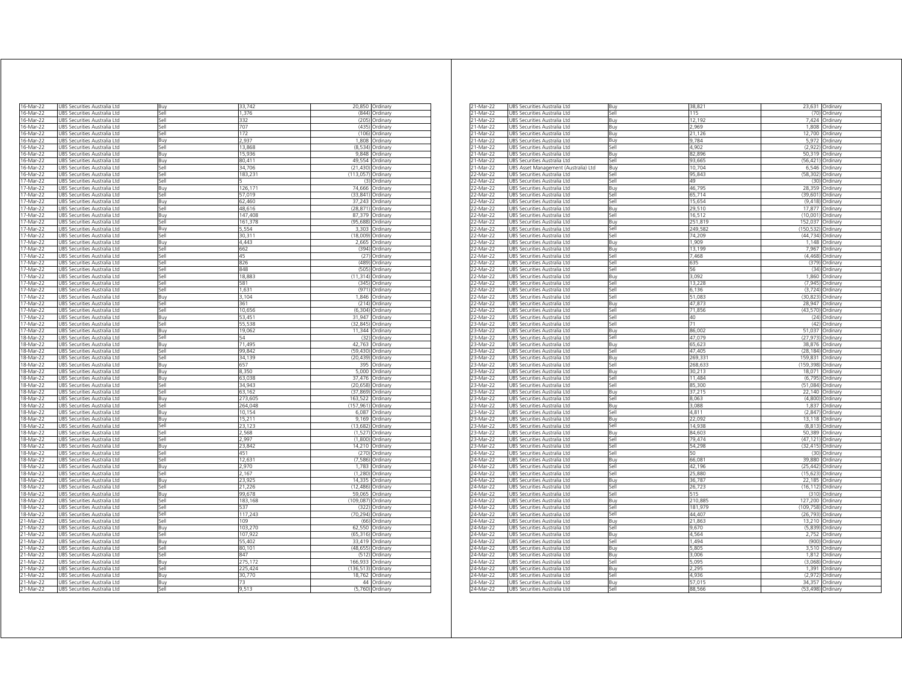| | | | | | |
|---|---|---|---|---|---|
| 16-Mar-22 | UBS Securities Australia Ltd | Buy | 33,742 | 20,850 | Ordinary |
| 16-Mar-22 | UBS Securities Australia Ltd | Sell | 1,376 | (844) | Ordinary |
| 16-Mar-22 | UBS Securities Australia Ltd | Sell | 332 | (205) | Ordinary |
| 16-Mar-22 | UBS Securities Australia Ltd | Sell | 707 | (435) | Ordinary |
| 16-Mar-22 | UBS Securities Australia Ltd | Sell | 172 | (106) | Ordinary |
| 16-Mar-22 | UBS Securities Australia Ltd | Buy | 2,937 | 1,808 | Ordinary |
| 16-Mar-22 | UBS Securities Australia Ltd | Sell | 13,868 | (8,534) | Ordinary |
| 16-Mar-22 | UBS Securities Australia Ltd | Buy | 15,936 | 9,848 | Ordinary |
| 16-Mar-22 | UBS Securities Australia Ltd | Buy | 80,411 | 49,554 | Ordinary |
| 16-Mar-22 | UBS Securities Australia Ltd | Sell | 34,706 | (21,430) | Ordinary |
| 16-Mar-22 | UBS Securities Australia Ltd | Sell | 183,231 | (113,057) | Ordinary |
| 17-Mar-22 | UBS Securities Australia Ltd | Sell | 5 | (3) | Ordinary |
| 17-Mar-22 | UBS Securities Australia Ltd | Buy | 126,171 | 74,666 | Ordinary |
| 17-Mar-22 | UBS Securities Australia Ltd | Sell | 57,019 | (33,841) | Ordinary |
| 17-Mar-22 | UBS Securities Australia Ltd | Buy | 62,460 | 37,243 | Ordinary |
| 17-Mar-22 | UBS Securities Australia Ltd | Sell | 48,616 | (28,871) | Ordinary |
| 17-Mar-22 | UBS Securities Australia Ltd | Buy | 147,408 | 87,379 | Ordinary |
| 17-Mar-22 | UBS Securities Australia Ltd | Sell | 161,378 | (95,688) | Ordinary |
| 17-Mar-22 | UBS Securities Australia Ltd | Buy | 5,554 | 3,303 | Ordinary |
| 17-Mar-22 | UBS Securities Australia Ltd | Sell | 30,311 | (18,009) | Ordinary |
| 17-Mar-22 | UBS Securities Australia Ltd | Buy | 4,443 | 2,665 | Ordinary |
| 17-Mar-22 | UBS Securities Australia Ltd | Sell | 662 | (394) | Ordinary |
| 17-Mar-22 | UBS Securities Australia Ltd | Sell | 45 | (27) | Ordinary |
| 17-Mar-22 | UBS Securities Australia Ltd | Sell | 826 | (489) | Ordinary |
| 17-Mar-22 | UBS Securities Australia Ltd | Sell | 848 | (505) | Ordinary |
| 17-Mar-22 | UBS Securities Australia Ltd | Sell | 18,883 | (11,314) | Ordinary |
| 17-Mar-22 | UBS Securities Australia Ltd | Sell | 581 | (345) | Ordinary |
| 17-Mar-22 | UBS Securities Australia Ltd | Sell | 1,631 | (971) | Ordinary |
| 17-Mar-22 | UBS Securities Australia Ltd | Buy | 3,104 | 1,846 | Ordinary |
| 17-Mar-22 | UBS Securities Australia Ltd | Sell | 361 | (214) | Ordinary |
| 17-Mar-22 | UBS Securities Australia Ltd | Sell | 10,656 | (6,304) | Ordinary |
| 17-Mar-22 | UBS Securities Australia Ltd | Buy | 53,451 | 31,947 | Ordinary |
| 17-Mar-22 | UBS Securities Australia Ltd | Sell | 55,538 | (32,845) | Ordinary |
| 17-Mar-22 | UBS Securities Australia Ltd | Buy | 19,062 | 11,344 | Ordinary |
| 18-Mar-22 | UBS Securities Australia Ltd | Sell | 54 | (32) | Ordinary |
| 18-Mar-22 | UBS Securities Australia Ltd | Buy | 71,495 | 42,763 | Ordinary |
| 18-Mar-22 | UBS Securities Australia Ltd | Sell | 99,842 | (59,430) | Ordinary |
| 18-Mar-22 | UBS Securities Australia Ltd | Sell | 34,139 | (20,439) | Ordinary |
| 18-Mar-22 | UBS Securities Australia Ltd | Buy | 657 | 395 | Ordinary |
| 18-Mar-22 | UBS Securities Australia Ltd | Buy | 8,350 | 5,000 | Ordinary |
| 18-Mar-22 | UBS Securities Australia Ltd | Buy | 63,038 | 37,476 | Ordinary |
| 18-Mar-22 | UBS Securities Australia Ltd | Sell | 34,943 | (20,658) | Ordinary |
| 18-Mar-22 | UBS Securities Australia Ltd | Sell | 63,162 | (37,869) | Ordinary |
| 18-Mar-22 | UBS Securities Australia Ltd | Buy | 273,605 | 163,522 | Ordinary |
| 18-Mar-22 | UBS Securities Australia Ltd | Sell | 264,048 | (157,961) | Ordinary |
| 18-Mar-22 | UBS Securities Australia Ltd | Buy | 10,154 | 6,087 | Ordinary |
| 18-Mar-22 | UBS Securities Australia Ltd | Buy | 15,211 | 9,169 | Ordinary |
| 18-Mar-22 | UBS Securities Australia Ltd | Sell | 23,123 | (13,682) | Ordinary |
| 18-Mar-22 | UBS Securities Australia Ltd | Sell | 2,568 | (1,527) | Ordinary |
| 18-Mar-22 | UBS Securities Australia Ltd | Sell | 2,997 | (1,800) | Ordinary |
| 18-Mar-22 | UBS Securities Australia Ltd | Buy | 23,842 | 14,210 | Ordinary |
| 18-Mar-22 | UBS Securities Australia Ltd | Sell | 451 | (270) | Ordinary |
| 18-Mar-22 | UBS Securities Australia Ltd | Sell | 12,631 | (7,586) | Ordinary |
| 18-Mar-22 | UBS Securities Australia Ltd | Buy | 2,970 | 1,783 | Ordinary |
| 18-Mar-22 | UBS Securities Australia Ltd | Sell | 2,167 | (1,280) | Ordinary |
| 18-Mar-22 | UBS Securities Australia Ltd | Buy | 23,925 | 14,335 | Ordinary |
| 18-Mar-22 | UBS Securities Australia Ltd | Sell | 21,226 | (12,486) | Ordinary |
| 18-Mar-22 | UBS Securities Australia Ltd | Buy | 99,678 | 59,065 | Ordinary |
| 18-Mar-22 | UBS Securities Australia Ltd | Sell | 183,168 | (109,087) | Ordinary |
| 18-Mar-22 | UBS Securities Australia Ltd | Sell | 537 | (322) | Ordinary |
| 18-Mar-22 | UBS Securities Australia Ltd | Sell | 117,243 | (70,294) | Ordinary |
| 21-Mar-22 | UBS Securities Australia Ltd | Sell | 109 | (66) | Ordinary |
| 21-Mar-22 | UBS Securities Australia Ltd | Buy | 103,270 | 62,550 | Ordinary |
| 21-Mar-22 | UBS Securities Australia Ltd | Sell | 107,922 | (65,316) | Ordinary |
| 21-Mar-22 | UBS Securities Australia Ltd | Buy | 55,402 | 33,419 | Ordinary |
| 21-Mar-22 | UBS Securities Australia Ltd | Sell | 80,101 | (48,655) | Ordinary |
| 21-Mar-22 | UBS Securities Australia Ltd | Sell | 847 | (512) | Ordinary |
| 21-Mar-22 | UBS Securities Australia Ltd | Buy | 275,172 | 166,933 | Ordinary |
| 21-Mar-22 | UBS Securities Australia Ltd | Sell | 225,424 | (136,513) | Ordinary |
| 21-Mar-22 | UBS Securities Australia Ltd | Buy | 30,770 | 18,762 | Ordinary |
| 21-Mar-22 | UBS Securities Australia Ltd | Buy | 73 | 44 | Ordinary |
| 21-Mar-22 | UBS Securities Australia Ltd | Sell | 9,513 | (5,760) | Ordinary |
| 21-Mar-22 | UBS Securities Australia Ltd | Buy | 38,821 | 23,631 | Ordinary |
| 21-Mar-22 | UBS Securities Australia Ltd | Sell | 115 | (70) | Ordinary |
| 21-Mar-22 | UBS Securities Australia Ltd | Buy | 12,192 | 7,424 | Ordinary |
| 21-Mar-22 | UBS Securities Australia Ltd | Buy | 2,969 | 1,808 | Ordinary |
| 21-Mar-22 | UBS Securities Australia Ltd | Buy | 21,126 | 12,700 | Ordinary |
| 21-Mar-22 | UBS Securities Australia Ltd | Buy | 9,784 | 5,972 | Ordinary |
| 21-Mar-22 | UBS Securities Australia Ltd | Sell | 4,902 | (2,922) | Ordinary |
| 21-Mar-22 | UBS Securities Australia Ltd | Buy | 82,896 | 50,319 | Ordinary |
| 21-Mar-22 | UBS Securities Australia Ltd | Sell | 93,665 | (56,421) | Ordinary |
| 21-Mar-22 | UBS Asset Management (Australia) Ltd | Buy | 10,704 | 6,546 | Ordinary |
| 22-Mar-22 | UBS Securities Australia Ltd | Sell | 95,843 | (58,302) | Ordinary |
| 22-Mar-22 | UBS Securities Australia Ltd | Sell | 49 | (30) | Ordinary |
| 22-Mar-22 | UBS Securities Australia Ltd | Buy | 46,795 | 28,359 | Ordinary |
| 22-Mar-22 | UBS Securities Australia Ltd | Sell | 65,714 | (39,601) | Ordinary |
| 22-Mar-22 | UBS Securities Australia Ltd | Sell | 15,654 | (9,418) | Ordinary |
| 22-Mar-22 | UBS Securities Australia Ltd | Buy | 29,510 | 17,877 | Ordinary |
| 22-Mar-22 | UBS Securities Australia Ltd | Sell | 16,512 | (10,001) | Ordinary |
| 22-Mar-22 | UBS Securities Australia Ltd | Buy | 251,819 | 152,037 | Ordinary |
| 22-Mar-22 | UBS Securities Australia Ltd | Sell | 249,582 | (150,532) | Ordinary |
| 22-Mar-22 | UBS Securities Australia Ltd | Sell | 74,209 | (44,734) | Ordinary |
| 22-Mar-22 | UBS Securities Australia Ltd | Buy | 1,909 | 1,148 | Ordinary |
| 22-Mar-22 | UBS Securities Australia Ltd | Buy | 13,199 | 7,967 | Ordinary |
| 22-Mar-22 | UBS Securities Australia Ltd | Sell | 7,468 | (4,468) | Ordinary |
| 22-Mar-22 | UBS Securities Australia Ltd | Sell | 635 | (379) | Ordinary |
| 22-Mar-22 | UBS Securities Australia Ltd | Sell | 56 | (34) | Ordinary |
| 22-Mar-22 | UBS Securities Australia Ltd | Buy | 3,092 | 1,860 | Ordinary |
| 22-Mar-22 | UBS Securities Australia Ltd | Sell | 13,228 | (7,945) | Ordinary |
| 22-Mar-22 | UBS Securities Australia Ltd | Sell | 6,136 | (3,724) | Ordinary |
| 22-Mar-22 | UBS Securities Australia Ltd | Sell | 51,083 | (30,823) | Ordinary |
| 22-Mar-22 | UBS Securities Australia Ltd | Buy | 47,873 | 28,947 | Ordinary |
| 22-Mar-22 | UBS Securities Australia Ltd | Sell | 71,856 | (43,570) | Ordinary |
| 22-Mar-22 | UBS Securities Australia Ltd | Sell | 40 | (24) | Ordinary |
| 23-Mar-22 | UBS Securities Australia Ltd | Sell | 71 | (42) | Ordinary |
| 23-Mar-22 | UBS Securities Australia Ltd | Buy | 86,002 | 51,037 | Ordinary |
| 23-Mar-22 | UBS Securities Australia Ltd | Sell | 47,079 | (27,973) | Ordinary |
| 23-Mar-22 | UBS Securities Australia Ltd | Buy | 65,623 | 38,876 | Ordinary |
| 23-Mar-22 | UBS Securities Australia Ltd | Sell | 47,405 | (28,184) | Ordinary |
| 23-Mar-22 | UBS Securities Australia Ltd | Buy | 269,331 | 159,831 | Ordinary |
| 23-Mar-22 | UBS Securities Australia Ltd | Sell | 268,633 | (159,398) | Ordinary |
| 23-Mar-22 | UBS Securities Australia Ltd | Buy | 30,213 | 18,071 | Ordinary |
| 23-Mar-22 | UBS Securities Australia Ltd | Sell | 11,484 | (6,795) | Ordinary |
| 23-Mar-22 | UBS Securities Australia Ltd | Sell | 85,300 | (51,084) | Ordinary |
| 23-Mar-22 | UBS Securities Australia Ltd | Buy | 37,215 | 22,140 | Ordinary |
| 23-Mar-22 | UBS Securities Australia Ltd | Sell | 8,063 | (4,800) | Ordinary |
| 23-Mar-22 | UBS Securities Australia Ltd | Buy | 3,088 | 1,837 | Ordinary |
| 23-Mar-22 | UBS Securities Australia Ltd | Sell | 4,811 | (2,847) | Ordinary |
| 23-Mar-22 | UBS Securities Australia Ltd | Buy | 22,092 | 13,118 | Ordinary |
| 23-Mar-22 | UBS Securities Australia Ltd | Sell | 14,938 | (8,813) | Ordinary |
| 23-Mar-22 | UBS Securities Australia Ltd | Buy | 84,603 | 50,389 | Ordinary |
| 23-Mar-22 | UBS Securities Australia Ltd | Sell | 79,474 | (47,121) | Ordinary |
| 23-Mar-22 | UBS Securities Australia Ltd | Sell | 54,298 | (32,415) | Ordinary |
| 24-Mar-22 | UBS Securities Australia Ltd | Sell | 50 | (30) | Ordinary |
| 24-Mar-22 | UBS Securities Australia Ltd | Buy | 66,081 | 39,880 | Ordinary |
| 24-Mar-22 | UBS Securities Australia Ltd | Sell | 42,196 | (25,442) | Ordinary |
| 24-Mar-22 | UBS Securities Australia Ltd | Sell | 25,880 | (15,623) | Ordinary |
| 24-Mar-22 | UBS Securities Australia Ltd | Buy | 36,787 | 22,185 | Ordinary |
| 24-Mar-22 | UBS Securities Australia Ltd | Sell | 26,723 | (16,112) | Ordinary |
| 24-Mar-22 | UBS Securities Australia Ltd | Sell | 515 | (310) | Ordinary |
| 24-Mar-22 | UBS Securities Australia Ltd | Buy | 210,885 | 127,200 | Ordinary |
| 24-Mar-22 | UBS Securities Australia Ltd | Sell | 181,979 | (109,758) | Ordinary |
| 24-Mar-22 | UBS Securities Australia Ltd | Sell | 44,407 | (26,793) | Ordinary |
| 24-Mar-22 | UBS Securities Australia Ltd | Buy | 21,863 | 13,210 | Ordinary |
| 24-Mar-22 | UBS Securities Australia Ltd | Sell | 9,670 | (5,839) | Ordinary |
| 24-Mar-22 | UBS Securities Australia Ltd | Buy | 4,564 | 2,752 | Ordinary |
| 24-Mar-22 | UBS Securities Australia Ltd | Sell | 1,494 | (900) | Ordinary |
| 24-Mar-22 | UBS Securities Australia Ltd | Buy | 5,805 | 3,510 | Ordinary |
| 24-Mar-22 | UBS Securities Australia Ltd | Buy | 3,006 | 1,812 | Ordinary |
| 24-Mar-22 | UBS Securities Australia Ltd | Sell | 5,095 | (3,068) | Ordinary |
| 24-Mar-22 | UBS Securities Australia Ltd | Buy | 2,295 | 1,391 | Ordinary |
| 24-Mar-22 | UBS Securities Australia Ltd | Sell | 4,936 | (2,972) | Ordinary |
| 24-Mar-22 | UBS Securities Australia Ltd | Buy | 57,015 | 34,357 | Ordinary |
| 24-Mar-22 | UBS Securities Australia Ltd | Sell | 88,566 | (53,498) | Ordinary |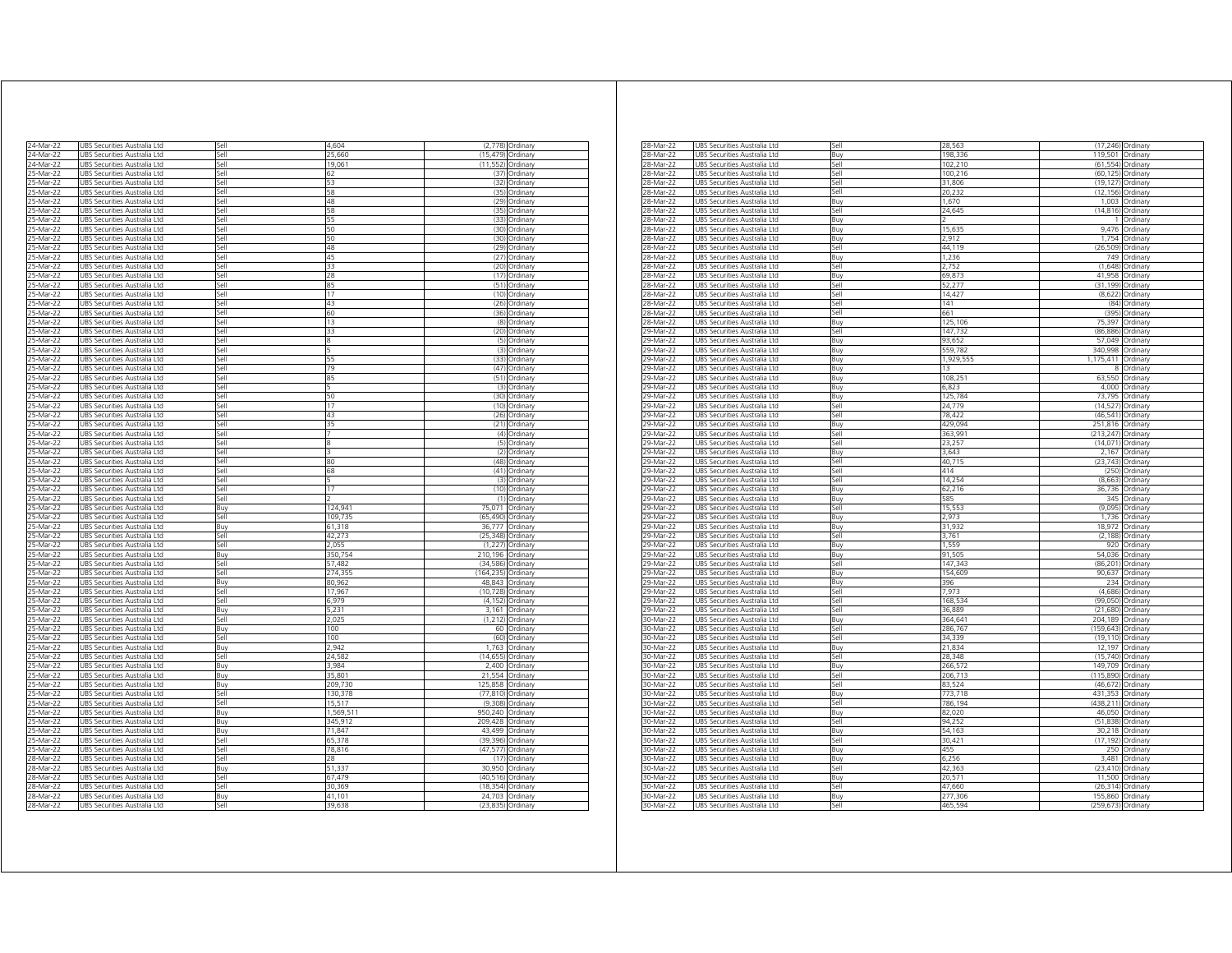| | | | | | |
|---|---|---|---|---|---|
| 24-Mar-22 | UBS Securities Australia Ltd | Sell | 4,604 | (2,778) | Ordinary |
| 24-Mar-22 | UBS Securities Australia Ltd | Sell | 25,660 | (15,479) | Ordinary |
| 24-Mar-22 | UBS Securities Australia Ltd | Sell | 19,061 | (11,552) | Ordinary |
| 25-Mar-22 | UBS Securities Australia Ltd | Sell | 62 | (37) | Ordinary |
| 25-Mar-22 | UBS Securities Australia Ltd | Sell | 53 | (32) | Ordinary |
| 25-Mar-22 | UBS Securities Australia Ltd | Sell | 58 | (35) | Ordinary |
| 25-Mar-22 | UBS Securities Australia Ltd | Sell | 48 | (29) | Ordinary |
| 25-Mar-22 | UBS Securities Australia Ltd | Sell | 58 | (35) | Ordinary |
| 25-Mar-22 | UBS Securities Australia Ltd | Sell | 55 | (33) | Ordinary |
| 25-Mar-22 | UBS Securities Australia Ltd | Sell | 50 | (30) | Ordinary |
| 25-Mar-22 | UBS Securities Australia Ltd | Sell | 50 | (30) | Ordinary |
| 25-Mar-22 | UBS Securities Australia Ltd | Sell | 48 | (29) | Ordinary |
| 25-Mar-22 | UBS Securities Australia Ltd | Sell | 45 | (27) | Ordinary |
| 25-Mar-22 | UBS Securities Australia Ltd | Sell | 33 | (20) | Ordinary |
| 25-Mar-22 | UBS Securities Australia Ltd | Sell | 28 | (17) | Ordinary |
| 25-Mar-22 | UBS Securities Australia Ltd | Sell | 85 | (51) | Ordinary |
| 25-Mar-22 | UBS Securities Australia Ltd | Sell | 17 | (10) | Ordinary |
| 25-Mar-22 | UBS Securities Australia Ltd | Sell | 43 | (26) | Ordinary |
| 25-Mar-22 | UBS Securities Australia Ltd | Sell | 60 | (36) | Ordinary |
| 25-Mar-22 | UBS Securities Australia Ltd | Sell | 13 | (8) | Ordinary |
| 25-Mar-22 | UBS Securities Australia Ltd | Sell | 33 | (20) | Ordinary |
| 25-Mar-22 | UBS Securities Australia Ltd | Sell | 8 | (5) | Ordinary |
| 25-Mar-22 | UBS Securities Australia Ltd | Sell | 5 | (3) | Ordinary |
| 25-Mar-22 | UBS Securities Australia Ltd | Sell | 55 | (33) | Ordinary |
| 25-Mar-22 | UBS Securities Australia Ltd | Sell | 79 | (47) | Ordinary |
| 25-Mar-22 | UBS Securities Australia Ltd | Sell | 85 | (51) | Ordinary |
| 25-Mar-22 | UBS Securities Australia Ltd | Sell | 5 | (3) | Ordinary |
| 25-Mar-22 | UBS Securities Australia Ltd | Sell | 50 | (30) | Ordinary |
| 25-Mar-22 | UBS Securities Australia Ltd | Sell | 17 | (10) | Ordinary |
| 25-Mar-22 | UBS Securities Australia Ltd | Sell | 43 | (26) | Ordinary |
| 25-Mar-22 | UBS Securities Australia Ltd | Sell | 35 | (21) | Ordinary |
| 25-Mar-22 | UBS Securities Australia Ltd | Sell | 7 | (4) | Ordinary |
| 25-Mar-22 | UBS Securities Australia Ltd | Sell | 8 | (5) | Ordinary |
| 25-Mar-22 | UBS Securities Australia Ltd | Sell | 3 | (2) | Ordinary |
| 25-Mar-22 | UBS Securities Australia Ltd | Sell | 80 | (48) | Ordinary |
| 25-Mar-22 | UBS Securities Australia Ltd | Sell | 68 | (41) | Ordinary |
| 25-Mar-22 | UBS Securities Australia Ltd | Sell | 5 | (3) | Ordinary |
| 25-Mar-22 | UBS Securities Australia Ltd | Sell | 17 | (10) | Ordinary |
| 25-Mar-22 | UBS Securities Australia Ltd | Sell | 2 | (1) | Ordinary |
| 25-Mar-22 | UBS Securities Australia Ltd | Buy | 124,941 | 75,071 | Ordinary |
| 25-Mar-22 | UBS Securities Australia Ltd | Sell | 109,735 | (65,490) | Ordinary |
| 25-Mar-22 | UBS Securities Australia Ltd | Buy | 61,318 | 36,777 | Ordinary |
| 25-Mar-22 | UBS Securities Australia Ltd | Sell | 42,273 | (25,348) | Ordinary |
| 25-Mar-22 | UBS Securities Australia Ltd | Sell | 2,055 | (1,227) | Ordinary |
| 25-Mar-22 | UBS Securities Australia Ltd | Buy | 350,754 | 210,196 | Ordinary |
| 25-Mar-22 | UBS Securities Australia Ltd | Sell | 57,482 | (34,586) | Ordinary |
| 25-Mar-22 | UBS Securities Australia Ltd | Sell | 274,355 | (164,235) | Ordinary |
| 25-Mar-22 | UBS Securities Australia Ltd | Buy | 80,962 | 48,843 | Ordinary |
| 25-Mar-22 | UBS Securities Australia Ltd | Sell | 17,967 | (10,728) | Ordinary |
| 25-Mar-22 | UBS Securities Australia Ltd | Sell | 6,979 | (4,152) | Ordinary |
| 25-Mar-22 | UBS Securities Australia Ltd | Buy | 5,231 | 3,161 | Ordinary |
| 25-Mar-22 | UBS Securities Australia Ltd | Sell | 2,025 | (1,212) | Ordinary |
| 25-Mar-22 | UBS Securities Australia Ltd | Buy | 100 | 60 | Ordinary |
| 25-Mar-22 | UBS Securities Australia Ltd | Sell | 100 | (60) | Ordinary |
| 25-Mar-22 | UBS Securities Australia Ltd | Buy | 2,942 | 1,763 | Ordinary |
| 25-Mar-22 | UBS Securities Australia Ltd | Sell | 24,582 | (14,655) | Ordinary |
| 25-Mar-22 | UBS Securities Australia Ltd | Buy | 3,984 | 2,400 | Ordinary |
| 25-Mar-22 | UBS Securities Australia Ltd | Buy | 35,801 | 21,554 | Ordinary |
| 25-Mar-22 | UBS Securities Australia Ltd | Buy | 209,730 | 125,858 | Ordinary |
| 25-Mar-22 | UBS Securities Australia Ltd | Sell | 130,378 | (77,810) | Ordinary |
| 25-Mar-22 | UBS Securities Australia Ltd | Sell | 15,517 | (9,308) | Ordinary |
| 25-Mar-22 | UBS Securities Australia Ltd | Buy | 1,569,511 | 950,240 | Ordinary |
| 25-Mar-22 | UBS Securities Australia Ltd | Buy | 345,912 | 209,428 | Ordinary |
| 25-Mar-22 | UBS Securities Australia Ltd | Buy | 71,847 | 43,499 | Ordinary |
| 25-Mar-22 | UBS Securities Australia Ltd | Sell | 65,378 | (39,396) | Ordinary |
| 25-Mar-22 | UBS Securities Australia Ltd | Sell | 78,816 | (47,577) | Ordinary |
| 28-Mar-22 | UBS Securities Australia Ltd | Sell | 28 | (17) | Ordinary |
| 28-Mar-22 | UBS Securities Australia Ltd | Buy | 51,337 | 30,950 | Ordinary |
| 28-Mar-22 | UBS Securities Australia Ltd | Sell | 67,479 | (40,516) | Ordinary |
| 28-Mar-22 | UBS Securities Australia Ltd | Sell | 30,369 | (18,354) | Ordinary |
| 28-Mar-22 | UBS Securities Australia Ltd | Buy | 41,101 | 24,703 | Ordinary |
| 28-Mar-22 | UBS Securities Australia Ltd | Sell | 39,638 | (23,835) | Ordinary |
| 28-Mar-22 | UBS Securities Australia Ltd | Sell | 28,563 | (17,246) | Ordinary |
| 28-Mar-22 | UBS Securities Australia Ltd | Buy | 198,336 | 119,501 | Ordinary |
| 28-Mar-22 | UBS Securities Australia Ltd | Sell | 102,210 | (61,554) | Ordinary |
| 28-Mar-22 | UBS Securities Australia Ltd | Sell | 100,216 | (60,125) | Ordinary |
| 28-Mar-22 | UBS Securities Australia Ltd | Sell | 31,806 | (19,127) | Ordinary |
| 28-Mar-22 | UBS Securities Australia Ltd | Sell | 20,232 | (12,156) | Ordinary |
| 28-Mar-22 | UBS Securities Australia Ltd | Buy | 1,670 | 1,003 | Ordinary |
| 28-Mar-22 | UBS Securities Australia Ltd | Sell | 24,645 | (14,816) | Ordinary |
| 28-Mar-22 | UBS Securities Australia Ltd | Buy | 2 | 1 | Ordinary |
| 28-Mar-22 | UBS Securities Australia Ltd | Buy | 15,635 | 9,476 | Ordinary |
| 28-Mar-22 | UBS Securities Australia Ltd | Buy | 2,912 | 1,754 | Ordinary |
| 28-Mar-22 | UBS Securities Australia Ltd | Sell | 44,119 | (26,509) | Ordinary |
| 28-Mar-22 | UBS Securities Australia Ltd | Buy | 1,236 | 749 | Ordinary |
| 28-Mar-22 | UBS Securities Australia Ltd | Sell | 2,752 | (1,648) | Ordinary |
| 28-Mar-22 | UBS Securities Australia Ltd | Buy | 69,873 | 41,958 | Ordinary |
| 28-Mar-22 | UBS Securities Australia Ltd | Sell | 52,277 | (31,199) | Ordinary |
| 28-Mar-22 | UBS Securities Australia Ltd | Sell | 14,427 | (8,622) | Ordinary |
| 28-Mar-22 | UBS Securities Australia Ltd | Sell | 141 | (84) | Ordinary |
| 28-Mar-22 | UBS Securities Australia Ltd | Sell | 661 | (395) | Ordinary |
| 28-Mar-22 | UBS Securities Australia Ltd | Buy | 125,106 | 75,397 | Ordinary |
| 29-Mar-22 | UBS Securities Australia Ltd | Sell | 147,732 | (86,886) | Ordinary |
| 29-Mar-22 | UBS Securities Australia Ltd | Buy | 93,652 | 57,049 | Ordinary |
| 29-Mar-22 | UBS Securities Australia Ltd | Buy | 559,782 | 340,998 | Ordinary |
| 29-Mar-22 | UBS Securities Australia Ltd | Buy | 1,929,555 | 1,175,411 | Ordinary |
| 29-Mar-22 | UBS Securities Australia Ltd | Buy | 13 | 8 | Ordinary |
| 29-Mar-22 | UBS Securities Australia Ltd | Buy | 108,251 | 63,550 | Ordinary |
| 29-Mar-22 | UBS Securities Australia Ltd | Buy | 6,823 | 4,000 | Ordinary |
| 29-Mar-22 | UBS Securities Australia Ltd | Buy | 125,784 | 73,795 | Ordinary |
| 29-Mar-22 | UBS Securities Australia Ltd | Sell | 24,779 | (14,527) | Ordinary |
| 29-Mar-22 | UBS Securities Australia Ltd | Sell | 78,422 | (46,541) | Ordinary |
| 29-Mar-22 | UBS Securities Australia Ltd | Buy | 429,094 | 251,816 | Ordinary |
| 29-Mar-22 | UBS Securities Australia Ltd | Sell | 363,991 | (213,247) | Ordinary |
| 29-Mar-22 | UBS Securities Australia Ltd | Sell | 23,257 | (14,071) | Ordinary |
| 29-Mar-22 | UBS Securities Australia Ltd | Buy | 3,643 | 2,167 | Ordinary |
| 29-Mar-22 | UBS Securities Australia Ltd | Sell | 40,715 | (23,743) | Ordinary |
| 29-Mar-22 | UBS Securities Australia Ltd | Sell | 414 | (250) | Ordinary |
| 29-Mar-22 | UBS Securities Australia Ltd | Sell | 14,254 | (8,663) | Ordinary |
| 29-Mar-22 | UBS Securities Australia Ltd | Buy | 62,216 | 36,736 | Ordinary |
| 29-Mar-22 | UBS Securities Australia Ltd | Buy | 585 | 345 | Ordinary |
| 29-Mar-22 | UBS Securities Australia Ltd | Sell | 15,553 | (9,095) | Ordinary |
| 29-Mar-22 | UBS Securities Australia Ltd | Buy | 2,973 | 1,736 | Ordinary |
| 29-Mar-22 | UBS Securities Australia Ltd | Buy | 31,932 | 18,972 | Ordinary |
| 29-Mar-22 | UBS Securities Australia Ltd | Sell | 3,761 | (2,188) | Ordinary |
| 29-Mar-22 | UBS Securities Australia Ltd | Buy | 1,559 | 920 | Ordinary |
| 29-Mar-22 | UBS Securities Australia Ltd | Buy | 91,505 | 54,036 | Ordinary |
| 29-Mar-22 | UBS Securities Australia Ltd | Sell | 147,343 | (86,201) | Ordinary |
| 29-Mar-22 | UBS Securities Australia Ltd | Buy | 154,609 | 90,637 | Ordinary |
| 29-Mar-22 | UBS Securities Australia Ltd | Buy | 396 | 234 | Ordinary |
| 29-Mar-22 | UBS Securities Australia Ltd | Sell | 7,973 | (4,686) | Ordinary |
| 29-Mar-22 | UBS Securities Australia Ltd | Sell | 168,534 | (99,050) | Ordinary |
| 29-Mar-22 | UBS Securities Australia Ltd | Sell | 36,889 | (21,680) | Ordinary |
| 30-Mar-22 | UBS Securities Australia Ltd | Buy | 364,641 | 204,189 | Ordinary |
| 30-Mar-22 | UBS Securities Australia Ltd | Sell | 286,767 | (159,643) | Ordinary |
| 30-Mar-22 | UBS Securities Australia Ltd | Sell | 34,339 | (19,110) | Ordinary |
| 30-Mar-22 | UBS Securities Australia Ltd | Buy | 21,834 | 12,197 | Ordinary |
| 30-Mar-22 | UBS Securities Australia Ltd | Sell | 28,348 | (15,740) | Ordinary |
| 30-Mar-22 | UBS Securities Australia Ltd | Buy | 266,572 | 149,709 | Ordinary |
| 30-Mar-22 | UBS Securities Australia Ltd | Sell | 206,713 | (115,890) | Ordinary |
| 30-Mar-22 | UBS Securities Australia Ltd | Sell | 83,524 | (46,672) | Ordinary |
| 30-Mar-22 | UBS Securities Australia Ltd | Buy | 773,718 | 431,353 | Ordinary |
| 30-Mar-22 | UBS Securities Australia Ltd | Sell | 786,194 | (438,211) | Ordinary |
| 30-Mar-22 | UBS Securities Australia Ltd | Buy | 82,020 | 46,050 | Ordinary |
| 30-Mar-22 | UBS Securities Australia Ltd | Sell | 94,252 | (51,838) | Ordinary |
| 30-Mar-22 | UBS Securities Australia Ltd | Buy | 54,163 | 30,218 | Ordinary |
| 30-Mar-22 | UBS Securities Australia Ltd | Sell | 30,421 | (17,192) | Ordinary |
| 30-Mar-22 | UBS Securities Australia Ltd | Buy | 455 | 250 | Ordinary |
| 30-Mar-22 | UBS Securities Australia Ltd | Buy | 6,256 | 3,481 | Ordinary |
| 30-Mar-22 | UBS Securities Australia Ltd | Sell | 42,363 | (23,410) | Ordinary |
| 30-Mar-22 | UBS Securities Australia Ltd | Buy | 20,571 | 11,500 | Ordinary |
| 30-Mar-22 | UBS Securities Australia Ltd | Sell | 47,660 | (26,314) | Ordinary |
| 30-Mar-22 | UBS Securities Australia Ltd | Buy | 277,306 | 155,860 | Ordinary |
| 30-Mar-22 | UBS Securities Australia Ltd | Sell | 465,594 | (259,673) | Ordinary |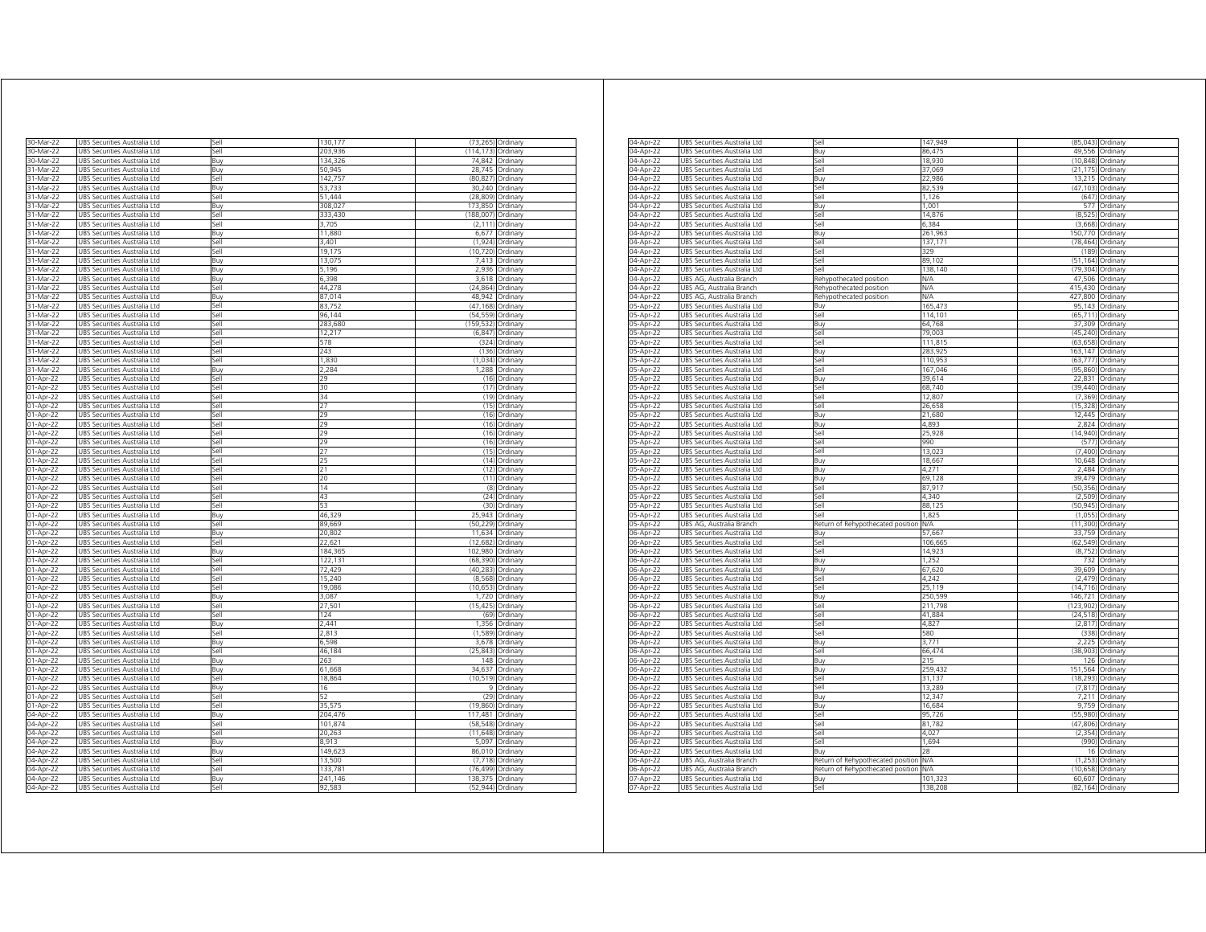| 30-Mar-22 | UBS Securities Australia Ltd | Sell | 130,177 | (73,265) | Ordinary |
|---|---|---|---|---|---|
| 30-Mar-22 | UBS Securities Australia Ltd | Sell | 203,936 | (114,173) | Ordinary |
| 30-Mar-22 | UBS Securities Australia Ltd | Buy | 134,326 | 74,842 | Ordinary |
| 31-Mar-22 | UBS Securities Australia Ltd | Buy | 50,945 | 28,745 | Ordinary |
| 31-Mar-22 | UBS Securities Australia Ltd | Sell | 142,757 | (80,827) | Ordinary |
| 31-Mar-22 | UBS Securities Australia Ltd | Buy | 53,733 | 30,240 | Ordinary |
| 31-Mar-22 | UBS Securities Australia Ltd | Sell | 51,444 | (28,809) | Ordinary |
| 31-Mar-22 | UBS Securities Australia Ltd | Buy | 308,027 | 173,850 | Ordinary |
| 31-Mar-22 | UBS Securities Australia Ltd | Sell | 333,430 | (188,007) | Ordinary |
| 31-Mar-22 | UBS Securities Australia Ltd | Sell | 3,705 | (2,111) | Ordinary |
| 31-Mar-22 | UBS Securities Australia Ltd | Buy | 11,880 | 6,677 | Ordinary |
| 31-Mar-22 | UBS Securities Australia Ltd | Sell | 3,401 | (1,924) | Ordinary |
| 31-Mar-22 | UBS Securities Australia Ltd | Sell | 19,175 | (10,720) | Ordinary |
| 31-Mar-22 | UBS Securities Australia Ltd | Buy | 13,075 | 7,413 | Ordinary |
| 31-Mar-22 | UBS Securities Australia Ltd | Buy | 5,196 | 2,936 | Ordinary |
| 31-Mar-22 | UBS Securities Australia Ltd | Buy | 6,398 | 3,618 | Ordinary |
| 31-Mar-22 | UBS Securities Australia Ltd | Sell | 44,278 | (24,864) | Ordinary |
| 31-Mar-22 | UBS Securities Australia Ltd | Buy | 87,014 | 48,942 | Ordinary |
| 31-Mar-22 | UBS Securities Australia Ltd | Sell | 83,752 | (47,168) | Ordinary |
| 31-Mar-22 | UBS Securities Australia Ltd | Sell | 96,144 | (54,559) | Ordinary |
| 31-Mar-22 | UBS Securities Australia Ltd | Sell | 283,680 | (159,532) | Ordinary |
| 31-Mar-22 | UBS Securities Australia Ltd | Sell | 12,217 | (6,847) | Ordinary |
| 31-Mar-22 | UBS Securities Australia Ltd | Sell | 578 | (324) | Ordinary |
| 31-Mar-22 | UBS Securities Australia Ltd | Sell | 243 | (136) | Ordinary |
| 31-Mar-22 | UBS Securities Australia Ltd | Sell | 1,830 | (1,034) | Ordinary |
| 31-Mar-22 | UBS Securities Australia Ltd | Buy | 2,284 | 1,288 | Ordinary |
| 01-Apr-22 | UBS Securities Australia Ltd | Sell | 29 | (16) | Ordinary |
| 01-Apr-22 | UBS Securities Australia Ltd | Sell | 30 | (17) | Ordinary |
| 01-Apr-22 | UBS Securities Australia Ltd | Sell | 34 | (19) | Ordinary |
| 01-Apr-22 | UBS Securities Australia Ltd | Sell | 27 | (15) | Ordinary |
| 01-Apr-22 | UBS Securities Australia Ltd | Sell | 29 | (16) | Ordinary |
| 01-Apr-22 | UBS Securities Australia Ltd | Sell | 29 | (16) | Ordinary |
| 01-Apr-22 | UBS Securities Australia Ltd | Sell | 29 | (16) | Ordinary |
| 01-Apr-22 | UBS Securities Australia Ltd | Sell | 29 | (16) | Ordinary |
| 01-Apr-22 | UBS Securities Australia Ltd | Sell | 27 | (15) | Ordinary |
| 01-Apr-22 | UBS Securities Australia Ltd | Sell | 25 | (14) | Ordinary |
| 01-Apr-22 | UBS Securities Australia Ltd | Sell | 21 | (12) | Ordinary |
| 01-Apr-22 | UBS Securities Australia Ltd | Sell | 20 | (11) | Ordinary |
| 01-Apr-22 | UBS Securities Australia Ltd | Sell | 14 | (8) | Ordinary |
| 01-Apr-22 | UBS Securities Australia Ltd | Sell | 43 | (24) | Ordinary |
| 01-Apr-22 | UBS Securities Australia Ltd | Sell | 53 | (30) | Ordinary |
| 01-Apr-22 | UBS Securities Australia Ltd | Buy | 46,329 | 25,943 | Ordinary |
| 01-Apr-22 | UBS Securities Australia Ltd | Sell | 89,669 | (50,229) | Ordinary |
| 01-Apr-22 | UBS Securities Australia Ltd | Buy | 20,802 | 11,634 | Ordinary |
| 01-Apr-22 | UBS Securities Australia Ltd | Sell | 22,621 | (12,682) | Ordinary |
| 01-Apr-22 | UBS Securities Australia Ltd | Buy | 184,365 | 102,980 | Ordinary |
| 01-Apr-22 | UBS Securities Australia Ltd | Sell | 122,131 | (68,390) | Ordinary |
| 01-Apr-22 | UBS Securities Australia Ltd | Sell | 72,429 | (40,283) | Ordinary |
| 01-Apr-22 | UBS Securities Australia Ltd | Sell | 15,240 | (8,568) | Ordinary |
| 01-Apr-22 | UBS Securities Australia Ltd | Sell | 19,086 | (10,653) | Ordinary |
| 01-Apr-22 | UBS Securities Australia Ltd | Buy | 3,087 | 1,720 | Ordinary |
| 01-Apr-22 | UBS Securities Australia Ltd | Sell | 27,501 | (15,425) | Ordinary |
| 01-Apr-22 | UBS Securities Australia Ltd | Sell | 124 | (69) | Ordinary |
| 01-Apr-22 | UBS Securities Australia Ltd | Buy | 2,441 | 1,356 | Ordinary |
| 01-Apr-22 | UBS Securities Australia Ltd | Sell | 2,813 | (1,589) | Ordinary |
| 01-Apr-22 | UBS Securities Australia Ltd | Buy | 6,598 | 3,678 | Ordinary |
| 01-Apr-22 | UBS Securities Australia Ltd | Sell | 46,184 | (25,843) | Ordinary |
| 01-Apr-22 | UBS Securities Australia Ltd | Buy | 263 | 148 | Ordinary |
| 01-Apr-22 | UBS Securities Australia Ltd | Buy | 61,668 | 34,637 | Ordinary |
| 01-Apr-22 | UBS Securities Australia Ltd | Sell | 18,864 | (10,519) | Ordinary |
| 01-Apr-22 | UBS Securities Australia Ltd | Buy | 16 | 9 | Ordinary |
| 01-Apr-22 | UBS Securities Australia Ltd | Sell | 52 | (29) | Ordinary |
| 01-Apr-22 | UBS Securities Australia Ltd | Sell | 35,575 | (19,860) | Ordinary |
| 04-Apr-22 | UBS Securities Australia Ltd | Buy | 204,476 | 117,481 | Ordinary |
| 04-Apr-22 | UBS Securities Australia Ltd | Sell | 101,874 | (58,548) | Ordinary |
| 04-Apr-22 | UBS Securities Australia Ltd | Sell | 20,263 | (11,648) | Ordinary |
| 04-Apr-22 | UBS Securities Australia Ltd | Buy | 8,913 | 5,097 | Ordinary |
| 04-Apr-22 | UBS Securities Australia Ltd | Buy | 149,623 | 86,010 | Ordinary |
| 04-Apr-22 | UBS Securities Australia Ltd | Sell | 13,500 | (7,718) | Ordinary |
| 04-Apr-22 | UBS Securities Australia Ltd | Sell | 133,781 | (76,499) | Ordinary |
| 04-Apr-22 | UBS Securities Australia Ltd | Buy | 241,146 | 138,375 | Ordinary |
| 04-Apr-22 | UBS Securities Australia Ltd | Sell | 92,583 | (52,944) | Ordinary |
| 04-Apr-22 | UBS Securities Australia Ltd | Sell | 147,949 | (85,043) | Ordinary |
| 04-Apr-22 | UBS Securities Australia Ltd | Buy | 86,475 | 49,556 | Ordinary |
| 04-Apr-22 | UBS Securities Australia Ltd | Sell | 18,930 | (10,848) | Ordinary |
| 04-Apr-22 | UBS Securities Australia Ltd | Sell | 37,069 | (21,175) | Ordinary |
| 04-Apr-22 | UBS Securities Australia Ltd | Buy | 22,986 | 13,215 | Ordinary |
| 04-Apr-22 | UBS Securities Australia Ltd | Sell | 82,539 | (47,103) | Ordinary |
| 04-Apr-22 | UBS Securities Australia Ltd | Sell | 1,126 | (647) | Ordinary |
| 04-Apr-22 | UBS Securities Australia Ltd | Buy | 1,001 | 577 | Ordinary |
| 04-Apr-22 | UBS Securities Australia Ltd | Sell | 14,876 | (8,525) | Ordinary |
| 04-Apr-22 | UBS Securities Australia Ltd | Sell | 6,384 | (3,668) | Ordinary |
| 04-Apr-22 | UBS Securities Australia Ltd | Buy | 261,963 | 150,770 | Ordinary |
| 04-Apr-22 | UBS Securities Australia Ltd | Sell | 137,171 | (78,464) | Ordinary |
| 04-Apr-22 | UBS Securities Australia Ltd | Sell | 329 | (189) | Ordinary |
| 04-Apr-22 | UBS Securities Australia Ltd | Sell | 89,102 | (51,164) | Ordinary |
| 04-Apr-22 | UBS Securities Australia Ltd | Sell | 138,140 | (79,304) | Ordinary |
| 04-Apr-22 | UBS AG, Australia Branch | Rehypothecated position | N/A | 47,506 | Ordinary |
| 04-Apr-22 | UBS AG, Australia Branch | Rehypothecated position | N/A | 415,430 | Ordinary |
| 04-Apr-22 | UBS AG, Australia Branch | Rehypothecated position | N/A | 427,800 | Ordinary |
| 05-Apr-22 | UBS Securities Australia Ltd | Buy | 165,473 | 95,143 | Ordinary |
| 05-Apr-22 | UBS Securities Australia Ltd | Sell | 114,101 | (65,711) | Ordinary |
| 05-Apr-22 | UBS Securities Australia Ltd | Buy | 64,768 | 37,309 | Ordinary |
| 05-Apr-22 | UBS Securities Australia Ltd | Sell | 79,003 | (45,240) | Ordinary |
| 05-Apr-22 | UBS Securities Australia Ltd | Sell | 111,815 | (63,658) | Ordinary |
| 05-Apr-22 | UBS Securities Australia Ltd | Buy | 283,925 | 163,147 | Ordinary |
| 05-Apr-22 | UBS Securities Australia Ltd | Sell | 110,953 | (63,777) | Ordinary |
| 05-Apr-22 | UBS Securities Australia Ltd | Sell | 167,046 | (95,860) | Ordinary |
| 05-Apr-22 | UBS Securities Australia Ltd | Buy | 39,614 | 22,831 | Ordinary |
| 05-Apr-22 | UBS Securities Australia Ltd | Sell | 68,740 | (39,440) | Ordinary |
| 05-Apr-22 | UBS Securities Australia Ltd | Sell | 12,807 | (7,369) | Ordinary |
| 05-Apr-22 | UBS Securities Australia Ltd | Sell | 26,658 | (15,328) | Ordinary |
| 05-Apr-22 | UBS Securities Australia Ltd | Buy | 21,680 | 12,445 | Ordinary |
| 05-Apr-22 | UBS Securities Australia Ltd | Buy | 4,893 | 2,824 | Ordinary |
| 05-Apr-22 | UBS Securities Australia Ltd | Sell | 25,928 | (14,940) | Ordinary |
| 05-Apr-22 | UBS Securities Australia Ltd | Sell | 990 | (577) | Ordinary |
| 05-Apr-22 | UBS Securities Australia Ltd | Sell | 13,023 | (7,400) | Ordinary |
| 05-Apr-22 | UBS Securities Australia Ltd | Buy | 18,667 | 10,648 | Ordinary |
| 05-Apr-22 | UBS Securities Australia Ltd | Buy | 4,271 | 2,484 | Ordinary |
| 05-Apr-22 | UBS Securities Australia Ltd | Buy | 69,128 | 39,479 | Ordinary |
| 05-Apr-22 | UBS Securities Australia Ltd | Sell | 87,917 | (50,356) | Ordinary |
| 05-Apr-22 | UBS Securities Australia Ltd | Sell | 4,340 | (2,509) | Ordinary |
| 05-Apr-22 | UBS Securities Australia Ltd | Sell | 88,125 | (50,945) | Ordinary |
| 05-Apr-22 | UBS Securities Australia Ltd | Sell | 1,825 | (1,055) | Ordinary |
| 05-Apr-22 | UBS AG, Australia Branch | Return of Rehypothecated position | N/A | (11,300) | Ordinary |
| 06-Apr-22 | UBS Securities Australia Ltd | Buy | 57,667 | 33,759 | Ordinary |
| 06-Apr-22 | UBS Securities Australia Ltd | Sell | 106,665 | (62,549) | Ordinary |
| 06-Apr-22 | UBS Securities Australia Ltd | Sell | 14,923 | (8,752) | Ordinary |
| 06-Apr-22 | UBS Securities Australia Ltd | Buy | 1,252 | 732 | Ordinary |
| 06-Apr-22 | UBS Securities Australia Ltd | Buy | 67,620 | 39,609 | Ordinary |
| 06-Apr-22 | UBS Securities Australia Ltd | Sell | 4,242 | (2,479) | Ordinary |
| 06-Apr-22 | UBS Securities Australia Ltd | Sell | 25,119 | (14,716) | Ordinary |
| 06-Apr-22 | UBS Securities Australia Ltd | Buy | 250,599 | 146,721 | Ordinary |
| 06-Apr-22 | UBS Securities Australia Ltd | Sell | 211,798 | (123,902) | Ordinary |
| 06-Apr-22 | UBS Securities Australia Ltd | Sell | 41,884 | (24,518) | Ordinary |
| 06-Apr-22 | UBS Securities Australia Ltd | Sell | 4,827 | (2,817) | Ordinary |
| 06-Apr-22 | UBS Securities Australia Ltd | Sell | 580 | (338) | Ordinary |
| 06-Apr-22 | UBS Securities Australia Ltd | Buy | 3,771 | 2,225 | Ordinary |
| 06-Apr-22 | UBS Securities Australia Ltd | Sell | 66,474 | (38,903) | Ordinary |
| 06-Apr-22 | UBS Securities Australia Ltd | Buy | 215 | 126 | Ordinary |
| 06-Apr-22 | UBS Securities Australia Ltd | Buy | 259,432 | 151,564 | Ordinary |
| 06-Apr-22 | UBS Securities Australia Ltd | Sell | 31,137 | (18,293) | Ordinary |
| 06-Apr-22 | UBS Securities Australia Ltd | Sell | 13,289 | (7,817) | Ordinary |
| 06-Apr-22 | UBS Securities Australia Ltd | Buy | 12,347 | 7,211 | Ordinary |
| 06-Apr-22 | UBS Securities Australia Ltd | Buy | 16,684 | 9,759 | Ordinary |
| 06-Apr-22 | UBS Securities Australia Ltd | Sell | 95,726 | (55,980) | Ordinary |
| 06-Apr-22 | UBS Securities Australia Ltd | Sell | 81,782 | (47,806) | Ordinary |
| 06-Apr-22 | UBS Securities Australia Ltd | Sell | 4,027 | (2,354) | Ordinary |
| 06-Apr-22 | UBS Securities Australia Ltd | Sell | 1,694 | (990) | Ordinary |
| 06-Apr-22 | UBS Securities Australia Ltd | Buy | 28 | 16 | Ordinary |
| 06-Apr-22 | UBS AG, Australia Branch | Return of Rehypothecated position | N/A | (1,253) | Ordinary |
| 06-Apr-22 | UBS AG, Australia Branch | Return of Rehypothecated position | N/A | (10,658) | Ordinary |
| 07-Apr-22 | UBS Securities Australia Ltd | Buy | 101,323 | 60,607 | Ordinary |
| 07-Apr-22 | UBS Securities Australia Ltd | Sell | 138,208 | (82,164) | Ordinary |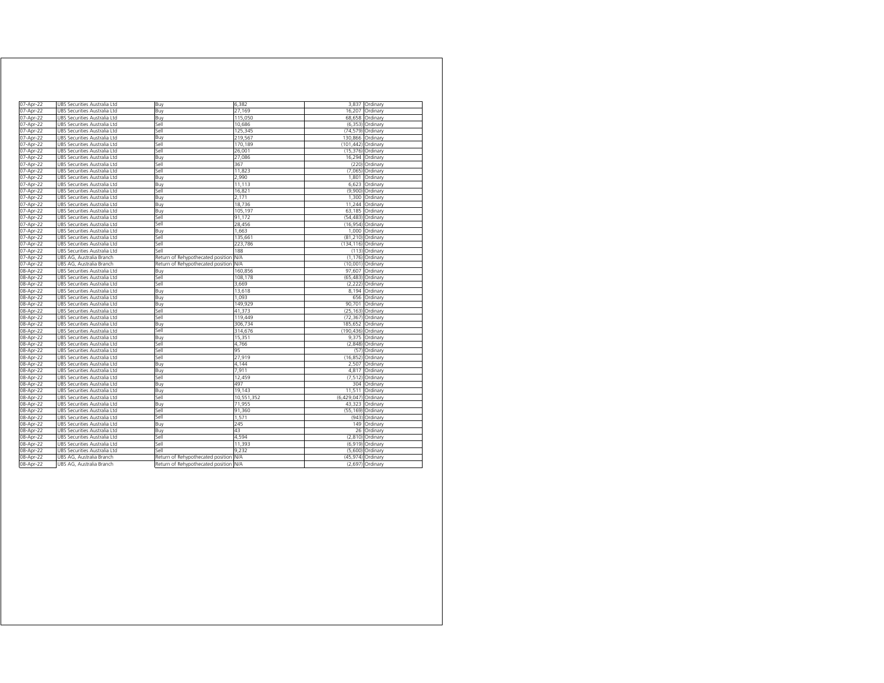| | | | | | |
|---|---|---|---|---|---|
| 07-Apr-22 | UBS Securities Australia Ltd | Buy | 6,382 | 3,837 | Ordinary |
| 07-Apr-22 | UBS Securities Australia Ltd | Buy | 27,169 | 16,207 | Ordinary |
| 07-Apr-22 | UBS Securities Australia Ltd | Buy | 115,050 | 68,658 | Ordinary |
| 07-Apr-22 | UBS Securities Australia Ltd | Sell | 10,686 | (6,353) | Ordinary |
| 07-Apr-22 | UBS Securities Australia Ltd | Sell | 125,345 | (74,579) | Ordinary |
| 07-Apr-22 | UBS Securities Australia Ltd | Buy | 219,567 | 130,866 | Ordinary |
| 07-Apr-22 | UBS Securities Australia Ltd | Sell | 170,189 | (101,442) | Ordinary |
| 07-Apr-22 | UBS Securities Australia Ltd | Sell | 26,001 | (15,376) | Ordinary |
| 07-Apr-22 | UBS Securities Australia Ltd | Buy | 27,086 | 16,294 | Ordinary |
| 07-Apr-22 | UBS Securities Australia Ltd | Sell | 367 | (220) | Ordinary |
| 07-Apr-22 | UBS Securities Australia Ltd | Sell | 11,823 | (7,065) | Ordinary |
| 07-Apr-22 | UBS Securities Australia Ltd | Buy | 2,990 | 1,801 | Ordinary |
| 07-Apr-22 | UBS Securities Australia Ltd | Buy | 11,113 | 6,623 | Ordinary |
| 07-Apr-22 | UBS Securities Australia Ltd | Sell | 16,821 | (9,900) | Ordinary |
| 07-Apr-22 | UBS Securities Australia Ltd | Buy | 2,171 | 1,300 | Ordinary |
| 07-Apr-22 | UBS Securities Australia Ltd | Buy | 18,736 | 11,244 | Ordinary |
| 07-Apr-22 | UBS Securities Australia Ltd | Buy | 105,197 | 63,185 | Ordinary |
| 07-Apr-22 | UBS Securities Australia Ltd | Sell | 91,172 | (54,483) | Ordinary |
| 07-Apr-22 | UBS Securities Australia Ltd | Sell | 28,456 | (16,954) | Ordinary |
| 07-Apr-22 | UBS Securities Australia Ltd | Buy | 1,663 | 1,000 | Ordinary |
| 07-Apr-22 | UBS Securities Australia Ltd | Sell | 135,661 | (81,210) | Ordinary |
| 07-Apr-22 | UBS Securities Australia Ltd | Sell | 223,786 | (134,116) | Ordinary |
| 07-Apr-22 | UBS Securities Australia Ltd | Sell | 188 | (113) | Ordinary |
| 07-Apr-22 | UBS AG, Australia Branch | Return of Rehypothecated position | N/A | (1,176) | Ordinary |
| 07-Apr-22 | UBS AG, Australia Branch | Return of Rehypothecated position | N/A | (10,001) | Ordinary |
| 08-Apr-22 | UBS Securities Australia Ltd | Buy | 160,856 | 97,607 | Ordinary |
| 08-Apr-22 | UBS Securities Australia Ltd | Sell | 108,178 | (65,483) | Ordinary |
| 08-Apr-22 | UBS Securities Australia Ltd | Sell | 3,669 | (2,222) | Ordinary |
| 08-Apr-22 | UBS Securities Australia Ltd | Buy | 13,618 | 8,194 | Ordinary |
| 08-Apr-22 | UBS Securities Australia Ltd | Buy | 1,093 | 656 | Ordinary |
| 08-Apr-22 | UBS Securities Australia Ltd | Buy | 149,929 | 90,701 | Ordinary |
| 08-Apr-22 | UBS Securities Australia Ltd | Sell | 41,373 | (25,163) | Ordinary |
| 08-Apr-22 | UBS Securities Australia Ltd | Sell | 119,449 | (72,367) | Ordinary |
| 08-Apr-22 | UBS Securities Australia Ltd | Buy | 306,734 | 185,652 | Ordinary |
| 08-Apr-22 | UBS Securities Australia Ltd | Sell | 314,676 | (190,436) | Ordinary |
| 08-Apr-22 | UBS Securities Australia Ltd | Buy | 15,351 | 9,375 | Ordinary |
| 08-Apr-22 | UBS Securities Australia Ltd | Sell | 4,766 | (2,848) | Ordinary |
| 08-Apr-22 | UBS Securities Australia Ltd | Sell | 95 | (57) | Ordinary |
| 08-Apr-22 | UBS Securities Australia Ltd | Sell | 27,919 | (16,852) | Ordinary |
| 08-Apr-22 | UBS Securities Australia Ltd | Buy | 4,144 | 2,507 | Ordinary |
| 08-Apr-22 | UBS Securities Australia Ltd | Buy | 7,911 | 4,817 | Ordinary |
| 08-Apr-22 | UBS Securities Australia Ltd | Sell | 12,459 | (7,512) | Ordinary |
| 08-Apr-22 | UBS Securities Australia Ltd | Buy | 497 | 304 | Ordinary |
| 08-Apr-22 | UBS Securities Australia Ltd | Buy | 19,143 | 11,511 | Ordinary |
| 08-Apr-22 | UBS Securities Australia Ltd | Sell | 10,551,352 | (6,429,047) | Ordinary |
| 08-Apr-22 | UBS Securities Australia Ltd | Buy | 71,955 | 43,323 | Ordinary |
| 08-Apr-22 | UBS Securities Australia Ltd | Sell | 91,360 | (55,169) | Ordinary |
| 08-Apr-22 | UBS Securities Australia Ltd | Sell | 1,571 | (943) | Ordinary |
| 08-Apr-22 | UBS Securities Australia Ltd | Buy | 245 | 149 | Ordinary |
| 08-Apr-22 | UBS Securities Australia Ltd | Buy | 43 | 26 | Ordinary |
| 08-Apr-22 | UBS Securities Australia Ltd | Sell | 4,594 | (2,810) | Ordinary |
| 08-Apr-22 | UBS Securities Australia Ltd | Sell | 11,393 | (6,919) | Ordinary |
| 08-Apr-22 | UBS Securities Australia Ltd | Sell | 9,232 | (5,600) | Ordinary |
| 08-Apr-22 | UBS AG, Australia Branch | Return of Rehypothecated position | N/A | (45,974) | Ordinary |
| 08-Apr-22 | UBS AG, Australia Branch | Return of Rehypothecated position | N/A | (2,697) | Ordinary |